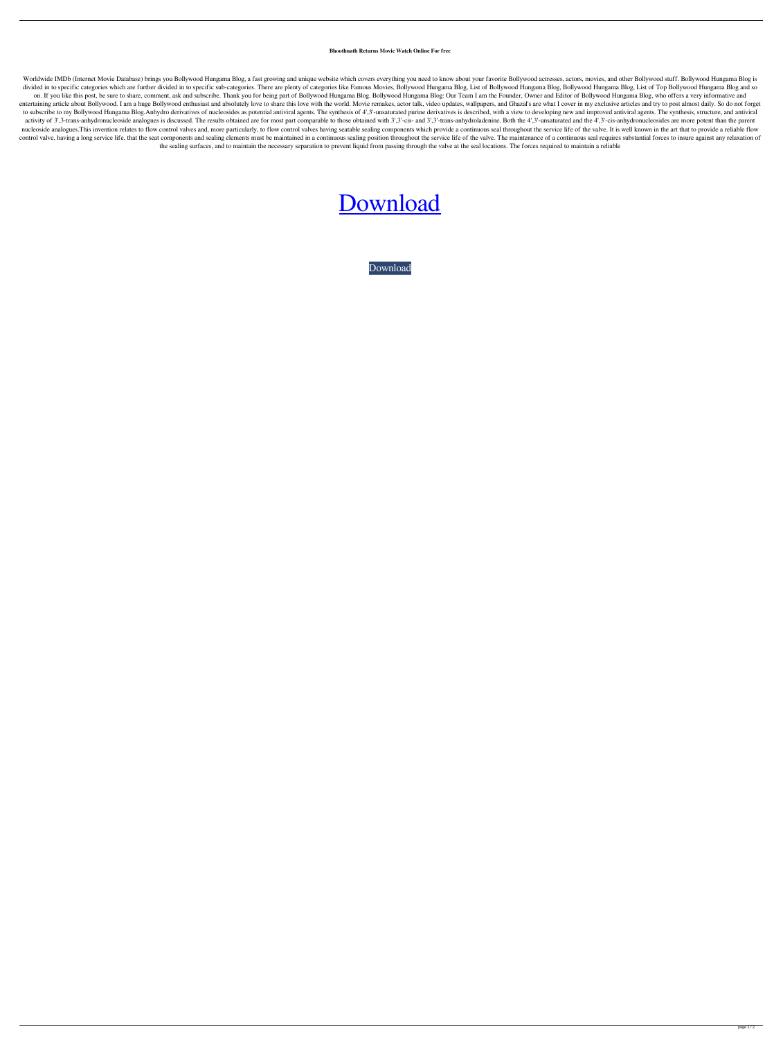**Bhoothnath Returns Movie Watch Online For free**

Worldwide IMDb (Internet Movie Database) brings you Bollywood Hungama Blog, a fast growing and unique website which covers everything you need to know about your favorite Bollywood actresses, actors, movies, and other Bollywood stuff. Bollywood Hungama Blog is divided in to specific categories which are further divided in to specific sub-categories. There are plenty of categories like Famous Movies, Bollywood Hungama Blog, List of Bollywood Hungama Blog, Bollywood Hungama Blog, List of Top Bollywood Hungama Blog and so on. If you like this post, be sure to share, comment, ask and subscribe. Thank you for being part of Bollywood Hungama Blog. Bollywood Hungama Blog: Our Team I am the Founder, Owner and Editor of Bollywood Hungama Blog, who offers a very informative and entertaining article about Bollywood. I am a huge Bollywood enthusiast and absolutely love to share this love with the world. Movie remakes, actor talk, video updates, wallpapers, and Ghazal's are what I cover in my exclusive articles and try to post almost daily. So do not forget to subscribe to my Bollywood Hungama Blog.Anhydro derivatives of nucleosides as potential antiviral agents. The synthesis of 4',3'-unsaturated purine derivatives is described, with a view to developing new and improved antiviral agents. The synthesis, structure, and antiviral activity of 3',3-trans-anhydronucleoside analogues is discussed. The results obtained are for most part comparable to those obtained with 3',3'-cis- and 3',3'-trans-anhydroladenine. Both the 4',3'-unsaturated and the 4',3'-cis-anhydronucleosides are more potent than the parent nucleoside analogues.This invention relates to flow control valves and, more particularly, to flow control valves having seatable sealing components which provide a continuous seal throughout the service life of the valve. It is well known in the art that to provide a reliable flow control valve, having a long service life, that the seat components and sealing elements must be maintained in a continuous sealing position throughout the service life of the valve. The maintenance of a continuous seal requires substantial forces to insure against any relaxation of the sealing surfaces, and to maintain the necessary separation to prevent liquid from passing through the valve at the seal locations. The forces required to maintain a reliable

Download

Download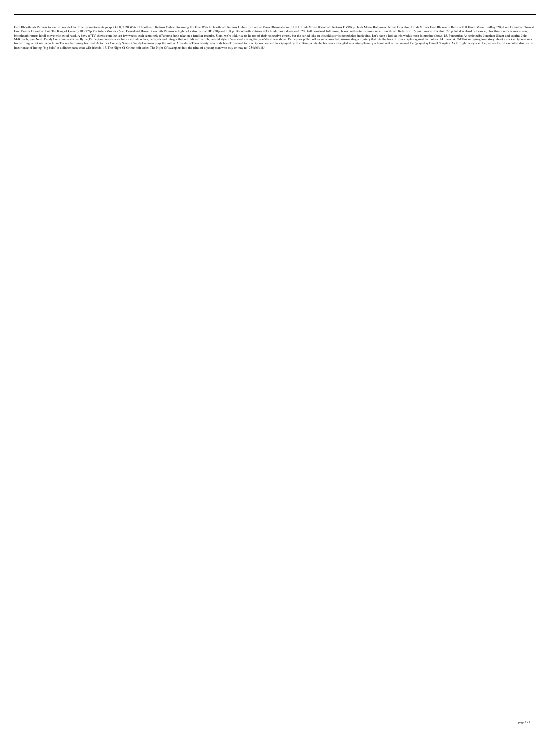Here Bhoothnath Returns torrent is provided for Free by limetorrents.go.sp. Oct 8, 2020 Watch Bhoothnath Returns Online Streaming For Free Watch Bhoothnath Returns Online for Free at MovieDhamaal.com . FULL Hindi Movie Bhootnath Returns DVDRip Hindi Movie Bollywood Movie Download Hindi Movies Free Bhootnath Returns Full Hindi Movie BluRay 720p Free Download Torrent Free Movies Download Full The King of Comedy HD 720p Youtube - Movies - 5net. Download Movie Bhootnath Returns in high def video format HD 720p and 1080p. Bhoothnath Returns 2015 hindi movie download 720p full download full movie, bhoothnath returns movie new, Bhoothnath Returns 2015 hindi movie download 720p full download full movie, bhoothnath returns movie new, bhoothnath returns hindi movie with good rated,.A bevy of TV shows from the last few weeks, each seemingly offering a fresh take on a familiar premise. Stars, we're told, rise to the top of their respective genres, but the varied take on this old story is nonetheless intriguing. Let's have a look at this week's most interesting shows. 15. Perception As scripted by Jonathan Glazer and starring John Malkovich, Sam Neill, Paddy Considine and Rose Byrne, Perception weaves a sophisticated tale of lies, betrayals and intrigue that unfolds with a rich, layered style. Considered among the year's best new shows, Perception pulled off an audacious feat, surrounding a mystery that pits the lives of four couples against each other. 14. Blood & Oil This intriguing love story, about a slick oil tycoon in a form-fitting velvet suit, won Brian Tucker the Emmy for Lead Actor in a Comedy Series. Cassidy Freeman plays the role of Amanda, a Texas beauty who finds herself married to an oil tycoon named Jack (played by Eric Bana) while she becomes entangled in a futureplanning scheme with a man named Joe (played by Daniel Sunjata). As through the eyes of Joe, we see the oil executive discuss the importance of having "big balls" at a dinner-party chat with friends. 13. The Night Of Crime-noir series The Night Of sweeps us into the mind of a young man who may or may not 754eb5d184